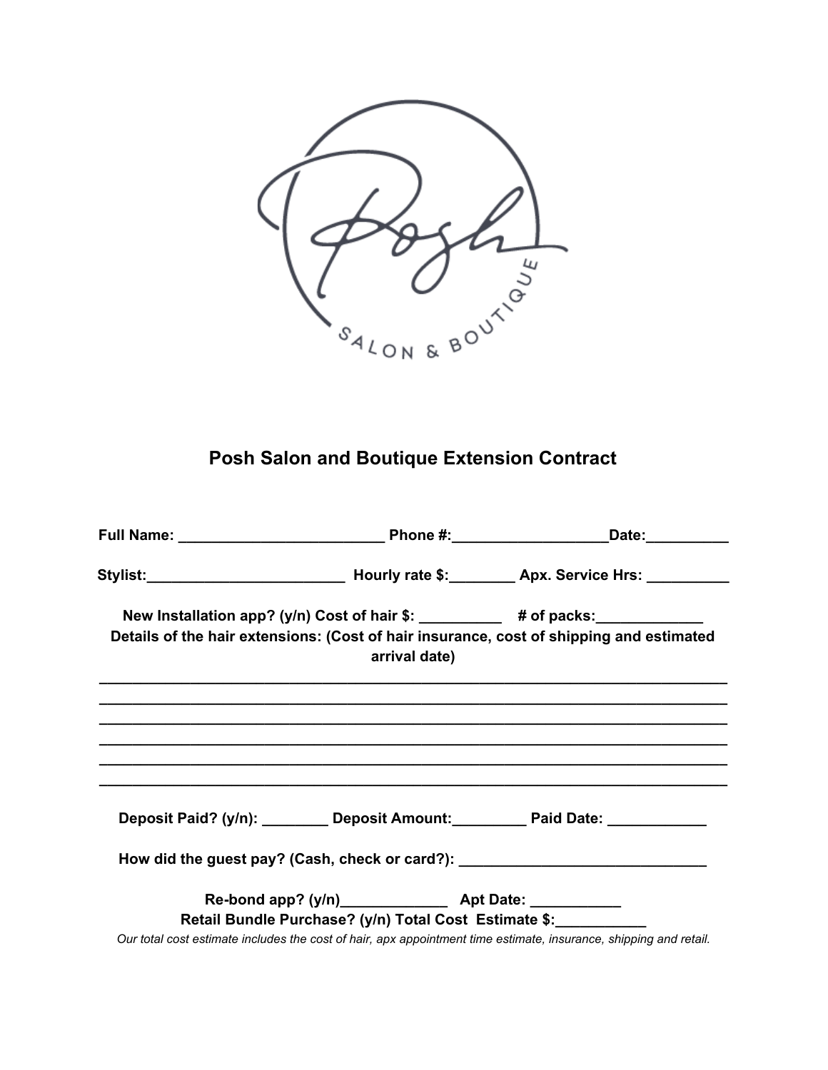Posh

SALON & BOUTIQUE

## Posh Salon and Boutique Extension Contract

**Full Name: _________________________ Phone #:__________________Date:__________**

**Stylist:________________________ Hourly rate $:________ Apx. Service Hrs: __________**

**New Installation app? (y/n) Cost of hair $: __________ # of packs:_____________**
**Details of the hair extensions: (Cost of hair insurance, cost of shipping and estimated arrival date)**

_____________________________________________________________________________
_____________________________________________________________________________
_____________________________________________________________________________
_____________________________________________________________________________
_____________________________________________________________________________
_____________________________________________________________________________

**Deposit Paid? (y/n): ________ Deposit Amount:_________ Paid Date: ____________**

**How did the guest pay? (Cash, check or card?): ______________________________**

**Re-bond app? (y/n)_____________ Apt Date: ___________**
**Retail Bundle Purchase? (y/n) Total Cost Estimate $:___________**

*Our total cost estimate includes the cost of hair, apx appointment time estimate, insurance, shipping and retail.*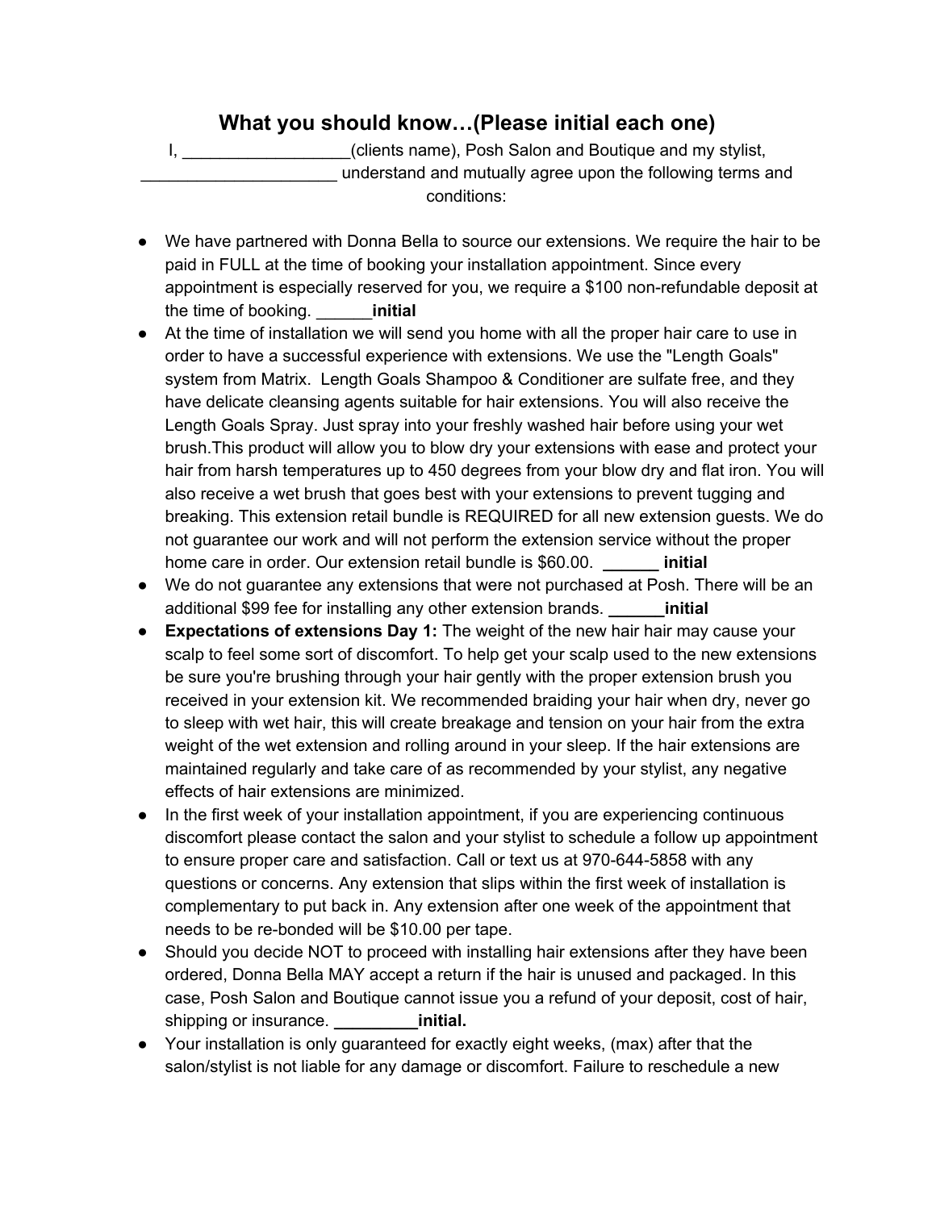## What you should know…(Please initial each one)

I, __________________(clients name), Posh Salon and Boutique and my stylist, _____________________ understand and mutually agree upon the following terms and conditions:

- We have partnered with Donna Bella to source our extensions. We require the hair to be paid in FULL at the time of booking your installation appointment. Since every appointment is especially reserved for you, we require a $100 non-refundable deposit at the time of booking. ______**initial**
- At the time of installation we will send you home with all the proper hair care to use in order to have a successful experience with extensions. We use the "Length Goals" system from Matrix. Length Goals Shampoo & Conditioner are sulfate free, and they have delicate cleansing agents suitable for hair extensions. You will also receive the Length Goals Spray. Just spray into your freshly washed hair before using your wet brush.This product will allow you to blow dry your extensions with ease and protect your hair from harsh temperatures up to 450 degrees from your blow dry and flat iron. You will also receive a wet brush that goes best with your extensions to prevent tugging and breaking. This extension retail bundle is REQUIRED for all new extension guests. We do not guarantee our work and will not perform the extension service without the proper home care in order. Our extension retail bundle is $60.00. **______ initial**
- We do not guarantee any extensions that were not purchased at Posh. There will be an additional $99 fee for installing any other extension brands. **______initial**
- **Expectations of extensions Day 1:** The weight of the new hair hair may cause your scalp to feel some sort of discomfort. To help get your scalp used to the new extensions be sure you're brushing through your hair gently with the proper extension brush you received in your extension kit. We recommended braiding your hair when dry, never go to sleep with wet hair, this will create breakage and tension on your hair from the extra weight of the wet extension and rolling around in your sleep. If the hair extensions are maintained regularly and take care of as recommended by your stylist, any negative effects of hair extensions are minimized.
- In the first week of your installation appointment, if you are experiencing continuous discomfort please contact the salon and your stylist to schedule a follow up appointment to ensure proper care and satisfaction. Call or text us at 970-644-5858 with any questions or concerns. Any extension that slips within the first week of installation is complementary to put back in. Any extension after one week of the appointment that needs to be re-bonded will be $10.00 per tape.
- Should you decide NOT to proceed with installing hair extensions after they have been ordered, Donna Bella MAY accept a return if the hair is unused and packaged. In this case, Posh Salon and Boutique cannot issue you a refund of your deposit, cost of hair, shipping or insurance. **_________initial.**
- Your installation is only guaranteed for exactly eight weeks, (max) after that the salon/stylist is not liable for any damage or discomfort. Failure to reschedule a new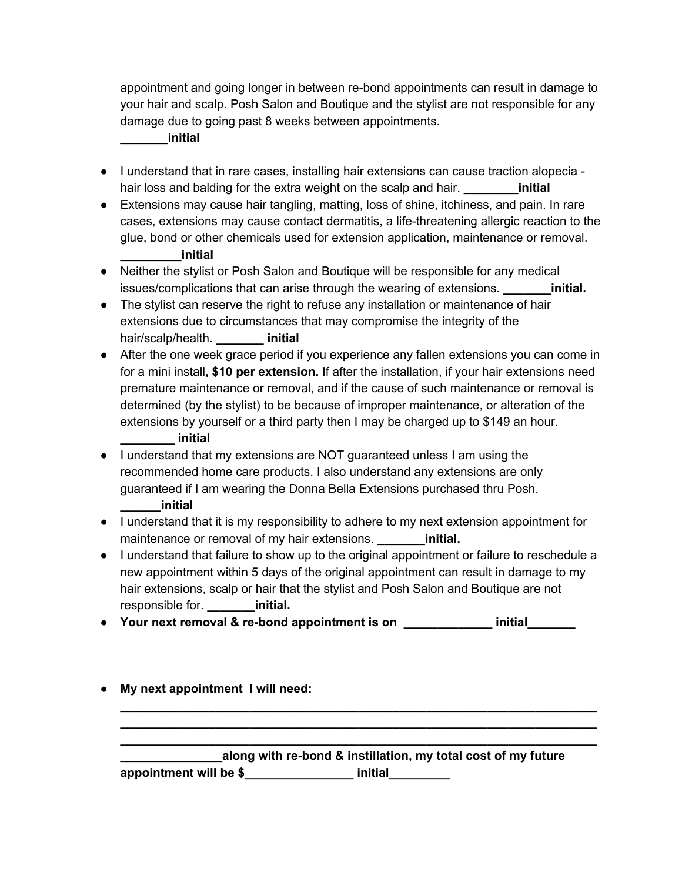appointment and going longer in between re-bond appointments can result in damage to your hair and scalp. Posh Salon and Boutique and the stylist are not responsible for any damage due to going past 8 weeks between appointments.
_______**initial**

- I understand that in rare cases, installing hair extensions can cause traction alopecia - hair loss and balding for the extra weight on the scalp and hair. **________initial**
- Extensions may cause hair tangling, matting, loss of shine, itchiness, and pain. In rare cases, extensions may cause contact dermatitis, a life-threatening allergic reaction to the glue, bond or other chemicals used for extension application, maintenance or removal. **_________initial**
- Neither the stylist or Posh Salon and Boutique will be responsible for any medical issues/complications that can arise through the wearing of extensions. **_______initial.**
- The stylist can reserve the right to refuse any installation or maintenance of hair extensions due to circumstances that may compromise the integrity of the hair/scalp/health. **_______ initial**
- After the one week grace period if you experience any fallen extensions you can come in for a mini install**, $10 per extension.** If after the installation, if your hair extensions need premature maintenance or removal, and if the cause of such maintenance or removal is determined (by the stylist) to be because of improper maintenance, or alteration of the extensions by yourself or a third party then I may be charged up to $149 an hour. **________ initial**
- I understand that my extensions are NOT guaranteed unless I am using the recommended home care products. I also understand any extensions are only guaranteed if I am wearing the Donna Bella Extensions purchased thru Posh. **______initial**
- I understand that it is my responsibility to adhere to my next extension appointment for maintenance or removal of my hair extensions. **_______initial.**
- I understand that failure to show up to the original appointment or failure to reschedule a new appointment within 5 days of the original appointment can result in damage to my hair extensions, scalp or hair that the stylist and Posh Salon and Boutique are not responsible for. **_______initial.**
- **Your next removal & re-bond appointment is on _____________ initial_______**

- **My next appointment I will need:**
**_________________________________________________________________**
**_________________________________________________________________**
**_________________________________________________________________**
**_______________along with re-bond & instillation, my total cost of my future appointment will be $________________ initial_________**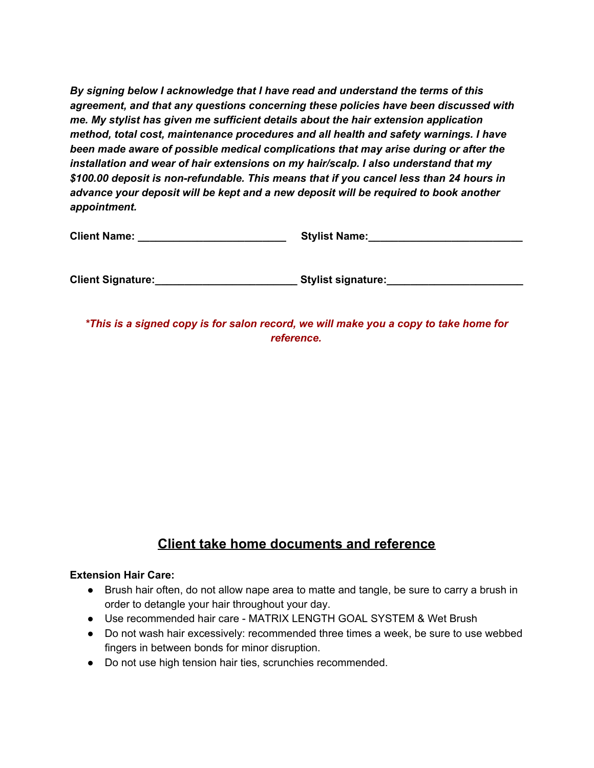***By signing below I acknowledge that I have read and understand the terms of this agreement, and that any questions concerning these policies have been discussed with me. My stylist has given me sufficient details about the hair extension application method, total cost, maintenance procedures and all health and safety warnings. I have been made aware of possible medical complications that may arise during or after the installation and wear of hair extensions on my hair/scalp. I also understand that my $100.00 deposit is non-refundable. This means that if you cancel less than 24 hours in advance your deposit will be kept and a new deposit will be required to book another appointment.***

**Client Name:** _________________________ **Stylist Name:**_________________________

**Client Signature:**_______________________ **Stylist signature:**______________________

***\*This is a signed copy is for salon record, we will make you a copy to take home for reference.***

## Client take home documents and reference

**Extension Hair Care:**

- Brush hair often, do not allow nape area to matte and tangle, be sure to carry a brush in order to detangle your hair throughout your day.
- Use recommended hair care - MATRIX LENGTH GOAL SYSTEM & Wet Brush
- Do not wash hair excessively: recommended three times a week, be sure to use webbed fingers in between bonds for minor disruption.
- Do not use high tension hair ties, scrunchies recommended.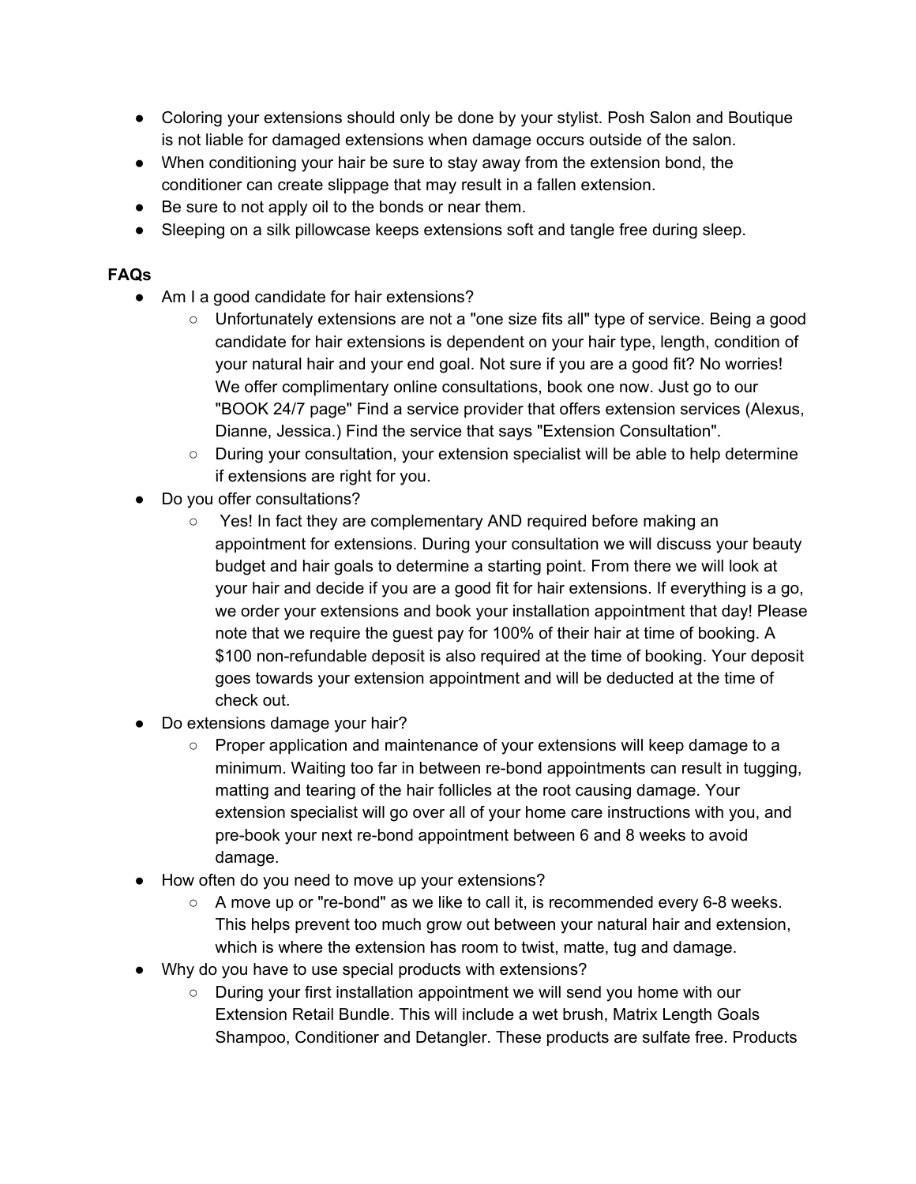- Coloring your extensions should only be done by your stylist. Posh Salon and Boutique is not liable for damaged extensions when damage occurs outside of the salon.
- When conditioning your hair be sure to stay away from the extension bond, the conditioner can create slippage that may result in a fallen extension.
- Be sure to not apply oil to the bonds or near them.
- Sleeping on a silk pillowcase keeps extensions soft and tangle free during sleep.

**FAQs**

- Am I a good candidate for hair extensions?
  - Unfortunately extensions are not a "one size fits all" type of service. Being a good candidate for hair extensions is dependent on your hair type, length, condition of your natural hair and your end goal. Not sure if you are a good fit? No worries! We offer complimentary online consultations, book one now. Just go to our "BOOK 24/7 page" Find a service provider that offers extension services (Alexus, Dianne, Jessica.) Find the service that says "Extension Consultation".
  - During your consultation, your extension specialist will be able to help determine if extensions are right for you.
- Do you offer consultations?
  - Yes! In fact they are complementary AND required before making an appointment for extensions. During your consultation we will discuss your beauty budget and hair goals to determine a starting point. From there we will look at your hair and decide if you are a good fit for hair extensions. If everything is a go, we order your extensions and book your installation appointment that day! Please note that we require the guest pay for 100% of their hair at time of booking. A $100 non-refundable deposit is also required at the time of booking. Your deposit goes towards your extension appointment and will be deducted at the time of check out.
- Do extensions damage your hair?
  - Proper application and maintenance of your extensions will keep damage to a minimum. Waiting too far in between re-bond appointments can result in tugging, matting and tearing of the hair follicles at the root causing damage. Your extension specialist will go over all of your home care instructions with you, and pre-book your next re-bond appointment between 6 and 8 weeks to avoid damage.
- How often do you need to move up your extensions?
  - A move up or "re-bond" as we like to call it, is recommended every 6-8 weeks. This helps prevent too much grow out between your natural hair and extension, which is where the extension has room to twist, matte, tug and damage.
- Why do you have to use special products with extensions?
  - During your first installation appointment we will send you home with our Extension Retail Bundle. This will include a wet brush, Matrix Length Goals Shampoo, Conditioner and Detangler. These products are sulfate free. Products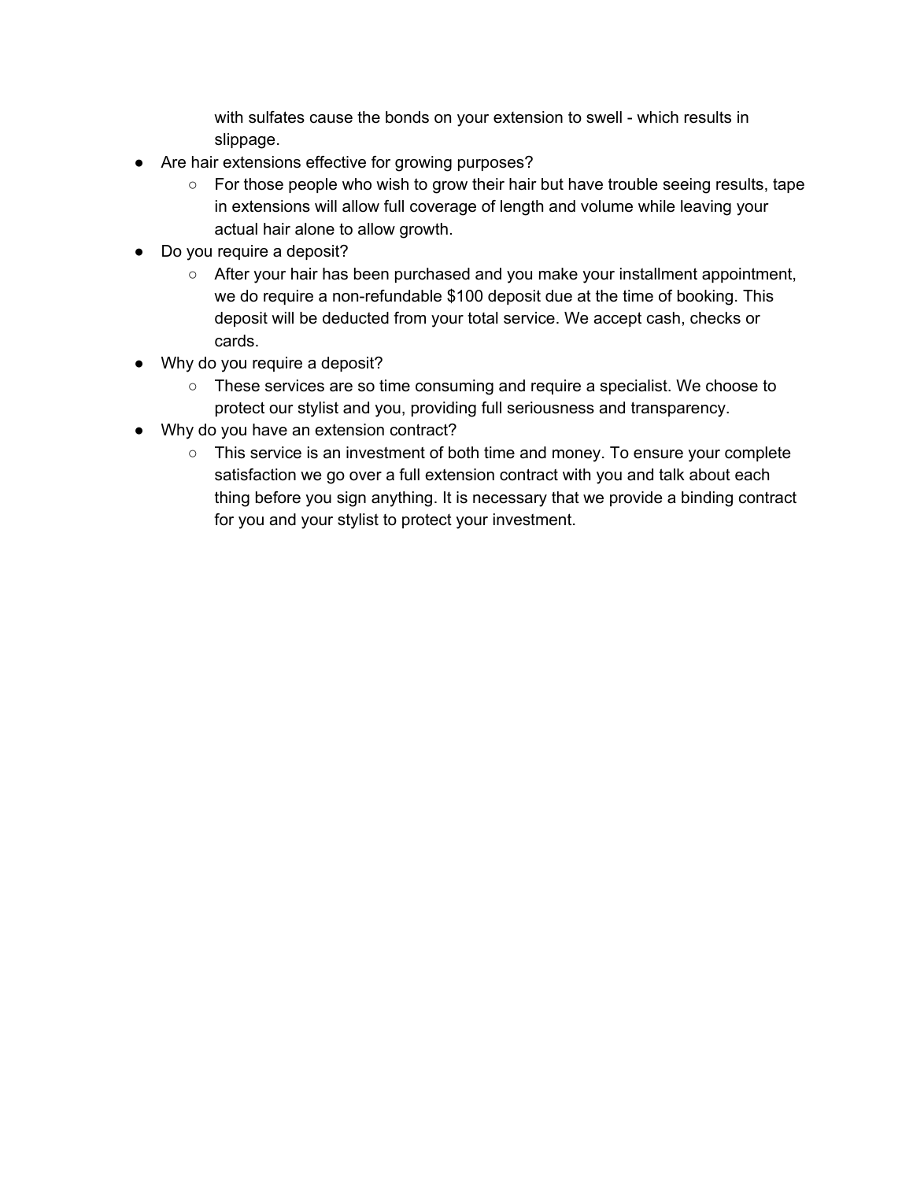with sulfates cause the bonds on your extension to swell - which results in slippage.

- Are hair extensions effective for growing purposes?
    - For those people who wish to grow their hair but have trouble seeing results, tape in extensions will allow full coverage of length and volume while leaving your actual hair alone to allow growth.
- Do you require a deposit?
    - After your hair has been purchased and you make your installment appointment, we do require a non-refundable $100 deposit due at the time of booking. This deposit will be deducted from your total service. We accept cash, checks or cards.
- Why do you require a deposit?
    - These services are so time consuming and require a specialist. We choose to protect our stylist and you, providing full seriousness and transparency.
- Why do you have an extension contract?
    - This service is an investment of both time and money. To ensure your complete satisfaction we go over a full extension contract with you and talk about each thing before you sign anything. It is necessary that we provide a binding contract for you and your stylist to protect your investment.